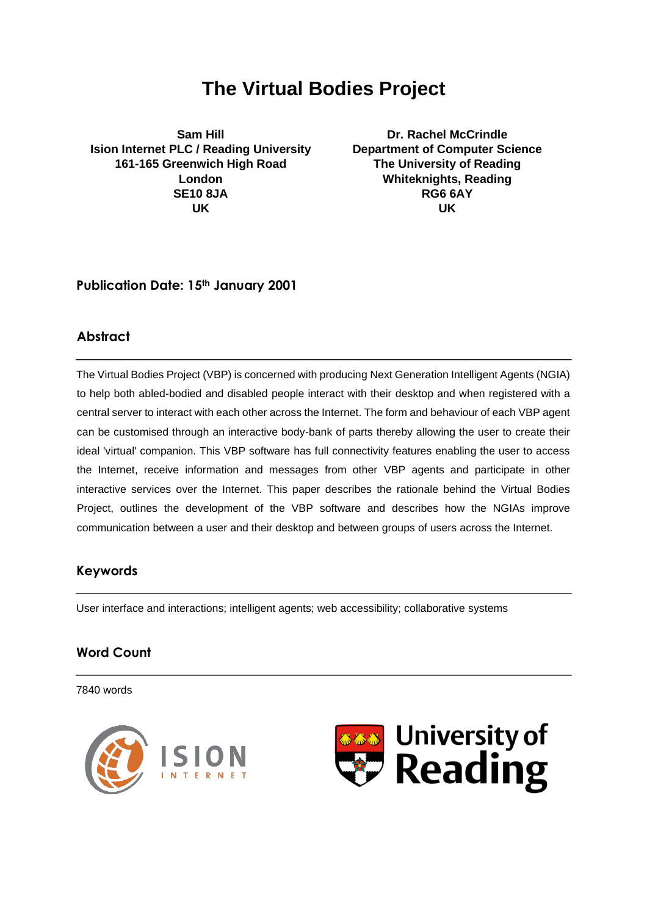# The Virtual Bodies Project

**Sam Hill**
**Ision Internet PLC / Reading University**
**161-165 Greenwich High Road**
**London**
**SE10 8JA**
**UK**

**Dr. Rachel McCrindle**
**Department of Computer Science**
**The University of Reading**
**Whiteknights, Reading**
**RG6 6AY**
**UK**

**Publication Date: 15th January 2001**

## Abstract

The Virtual Bodies Project (VBP) is concerned with producing Next Generation Intelligent Agents (NGIA) to help both abled-bodied and disabled people interact with their desktop and when registered with a central server to interact with each other across the Internet. The form and behaviour of each VBP agent can be customised through an interactive body-bank of parts thereby allowing the user to create their ideal 'virtual' companion. This VBP software has full connectivity features enabling the user to access the Internet, receive information and messages from other VBP agents and participate in other interactive services over the Internet. This paper describes the rationale behind the Virtual Bodies Project, outlines the development of the VBP software and describes how the NGIAs improve communication between a user and their desktop and between groups of users across the Internet.

## Keywords

User interface and interactions; intelligent agents; web accessibility; collaborative systems

## Word Count

7840 words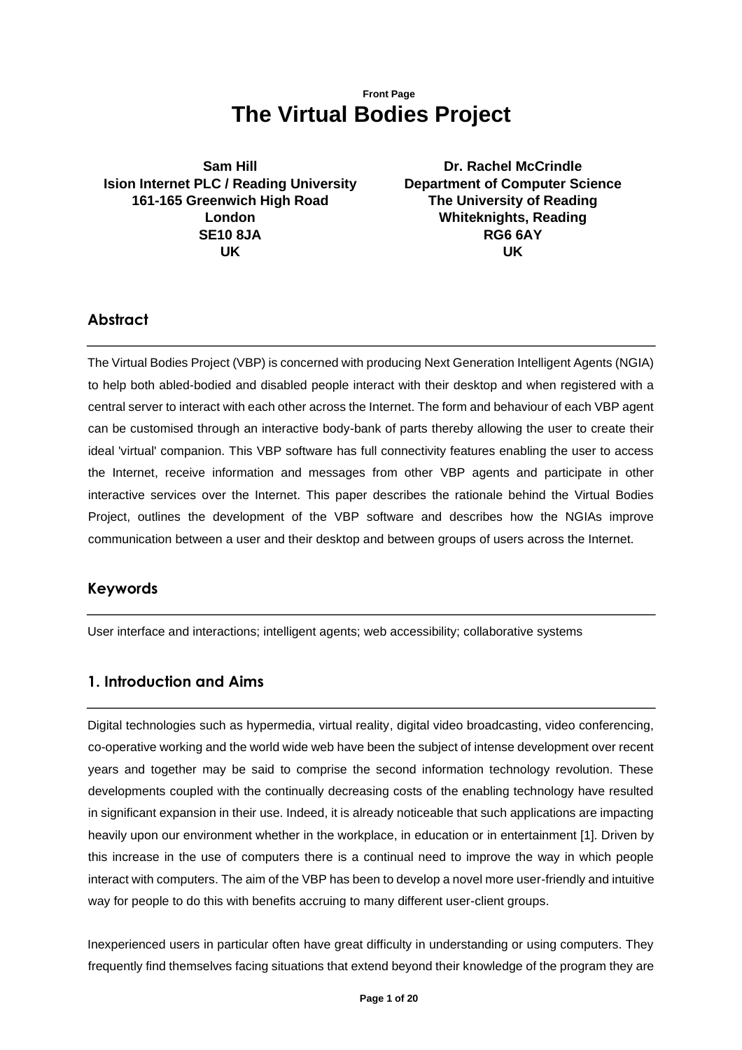Front Page

# The Virtual Bodies Project

**Sam Hill**
**Ision Internet PLC / Reading University**
**161-165 Greenwich High Road**
**London**
**SE10 8JA**
**UK**

**Dr. Rachel McCrindle**
**Department of Computer Science**
**The University of Reading**
**Whiteknights, Reading**
**RG6 6AY**
**UK**

## Abstract

The Virtual Bodies Project (VBP) is concerned with producing Next Generation Intelligent Agents (NGIA) to help both abled-bodied and disabled people interact with their desktop and when registered with a central server to interact with each other across the Internet. The form and behaviour of each VBP agent can be customised through an interactive body-bank of parts thereby allowing the user to create their ideal 'virtual' companion. This VBP software has full connectivity features enabling the user to access the Internet, receive information and messages from other VBP agents and participate in other interactive services over the Internet. This paper describes the rationale behind the Virtual Bodies Project, outlines the development of the VBP software and describes how the NGIAs improve communication between a user and their desktop and between groups of users across the Internet.

## Keywords

User interface and interactions; intelligent agents; web accessibility; collaborative systems

## 1. Introduction and Aims

Digital technologies such as hypermedia, virtual reality, digital video broadcasting, video conferencing, co-operative working and the world wide web have been the subject of intense development over recent years and together may be said to comprise the second information technology revolution. These developments coupled with the continually decreasing costs of the enabling technology have resulted in significant expansion in their use. Indeed, it is already noticeable that such applications are impacting heavily upon our environment whether in the workplace, in education or in entertainment [1]. Driven by this increase in the use of computers there is a continual need to improve the way in which people interact with computers. The aim of the VBP has been to develop a novel more user-friendly and intuitive way for people to do this with benefits accruing to many different user-client groups.

Inexperienced users in particular often have great difficulty in understanding or using computers. They frequently find themselves facing situations that extend beyond their knowledge of the program they are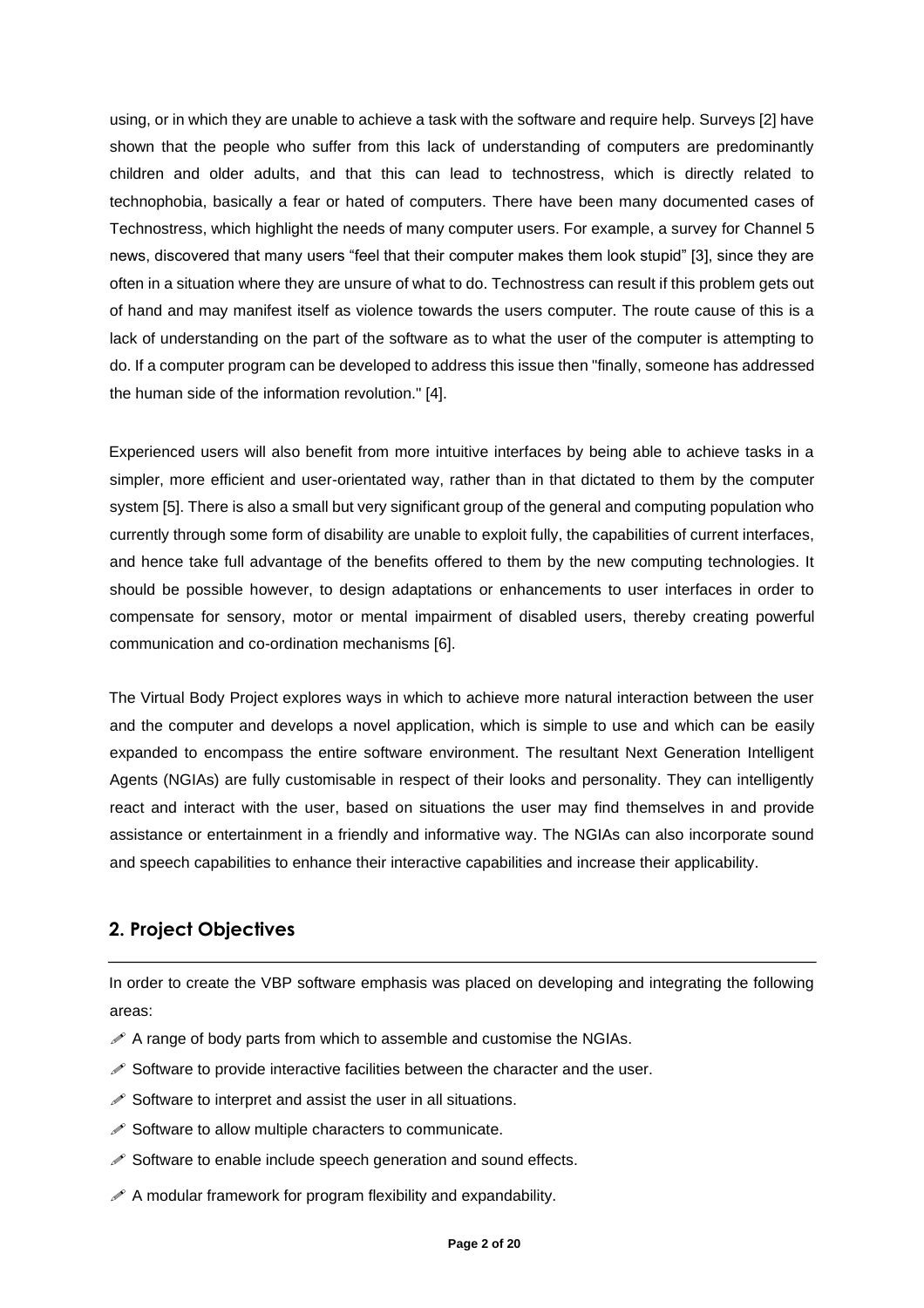using, or in which they are unable to achieve a task with the software and require help. Surveys [2] have shown that the people who suffer from this lack of understanding of computers are predominantly children and older adults, and that this can lead to technostress, which is directly related to technophobia, basically a fear or hated of computers. There have been many documented cases of Technostress, which highlight the needs of many computer users. For example, a survey for Channel 5 news, discovered that many users "feel that their computer makes them look stupid" [3], since they are often in a situation where they are unsure of what to do. Technostress can result if this problem gets out of hand and may manifest itself as violence towards the users computer. The route cause of this is a lack of understanding on the part of the software as to what the user of the computer is attempting to do. If a computer program can be developed to address this issue then "finally, someone has addressed the human side of the information revolution." [4].

Experienced users will also benefit from more intuitive interfaces by being able to achieve tasks in a simpler, more efficient and user-orientated way, rather than in that dictated to them by the computer system [5]. There is also a small but very significant group of the general and computing population who currently through some form of disability are unable to exploit fully, the capabilities of current interfaces, and hence take full advantage of the benefits offered to them by the new computing technologies. It should be possible however, to design adaptations or enhancements to user interfaces in order to compensate for sensory, motor or mental impairment of disabled users, thereby creating powerful communication and co-ordination mechanisms [6].

The Virtual Body Project explores ways in which to achieve more natural interaction between the user and the computer and develops a novel application, which is simple to use and which can be easily expanded to encompass the entire software environment. The resultant Next Generation Intelligent Agents (NGIAs) are fully customisable in respect of their looks and personality. They can intelligently react and interact with the user, based on situations the user may find themselves in and provide assistance or entertainment in a friendly and informative way. The NGIAs can also incorporate sound and speech capabilities to enhance their interactive capabilities and increase their applicability.

## 2. Project Objectives

In order to create the VBP software emphasis was placed on developing and integrating the following areas:

- A range of body parts from which to assemble and customise the NGIAs.
- Software to provide interactive facilities between the character and the user.
- Software to interpret and assist the user in all situations.
- Software to allow multiple characters to communicate.
- Software to enable include speech generation and sound effects.
- A modular framework for program flexibility and expandability.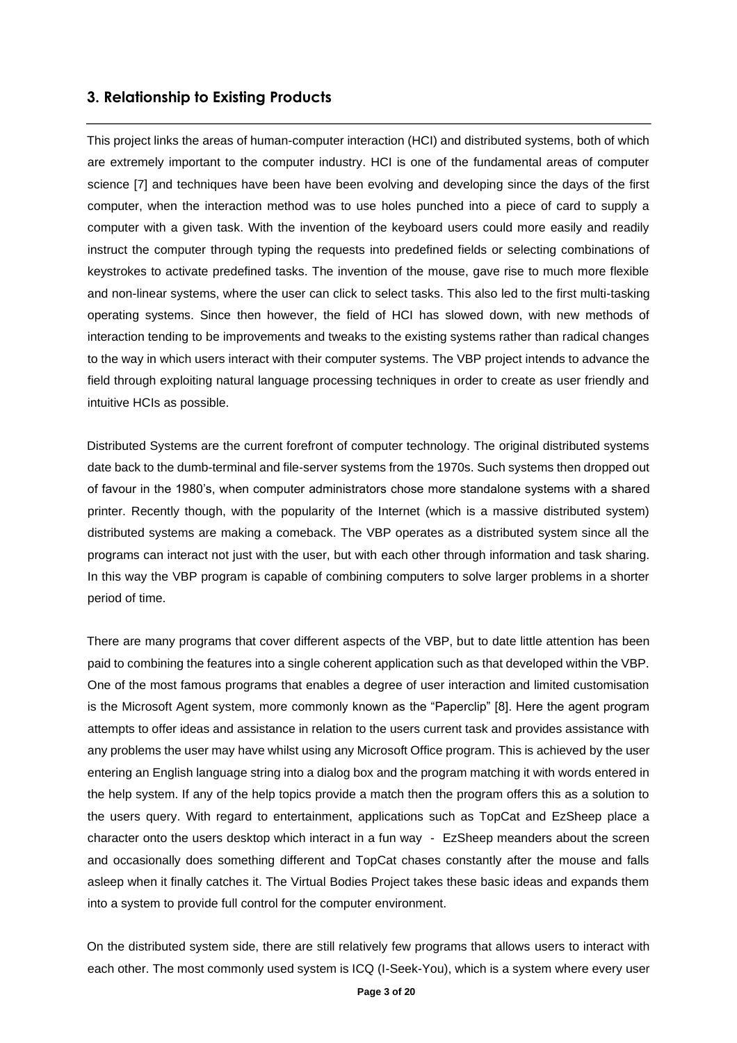## 3. Relationship to Existing Products

This project links the areas of human-computer interaction (HCI) and distributed systems, both of which are extremely important to the computer industry. HCI is one of the fundamental areas of computer science [7] and techniques have been have been evolving and developing since the days of the first computer, when the interaction method was to use holes punched into a piece of card to supply a computer with a given task. With the invention of the keyboard users could more easily and readily instruct the computer through typing the requests into predefined fields or selecting combinations of keystrokes to activate predefined tasks. The invention of the mouse, gave rise to much more flexible and non-linear systems, where the user can click to select tasks. This also led to the first multi-tasking operating systems. Since then however, the field of HCI has slowed down, with new methods of interaction tending to be improvements and tweaks to the existing systems rather than radical changes to the way in which users interact with their computer systems. The VBP project intends to advance the field through exploiting natural language processing techniques in order to create as user friendly and intuitive HCIs as possible.

Distributed Systems are the current forefront of computer technology. The original distributed systems date back to the dumb-terminal and file-server systems from the 1970s. Such systems then dropped out of favour in the 1980's, when computer administrators chose more standalone systems with a shared printer. Recently though, with the popularity of the Internet (which is a massive distributed system) distributed systems are making a comeback. The VBP operates as a distributed system since all the programs can interact not just with the user, but with each other through information and task sharing. In this way the VBP program is capable of combining computers to solve larger problems in a shorter period of time.

There are many programs that cover different aspects of the VBP, but to date little attention has been paid to combining the features into a single coherent application such as that developed within the VBP. One of the most famous programs that enables a degree of user interaction and limited customisation is the Microsoft Agent system, more commonly known as the "Paperclip" [8]. Here the agent program attempts to offer ideas and assistance in relation to the users current task and provides assistance with any problems the user may have whilst using any Microsoft Office program. This is achieved by the user entering an English language string into a dialog box and the program matching it with words entered in the help system. If any of the help topics provide a match then the program offers this as a solution to the users query. With regard to entertainment, applications such as TopCat and EzSheep place a character onto the users desktop which interact in a fun way - EzSheep meanders about the screen and occasionally does something different and TopCat chases constantly after the mouse and falls asleep when it finally catches it. The Virtual Bodies Project takes these basic ideas and expands them into a system to provide full control for the computer environment.

On the distributed system side, there are still relatively few programs that allows users to interact with each other. The most commonly used system is ICQ (I-Seek-You), which is a system where every user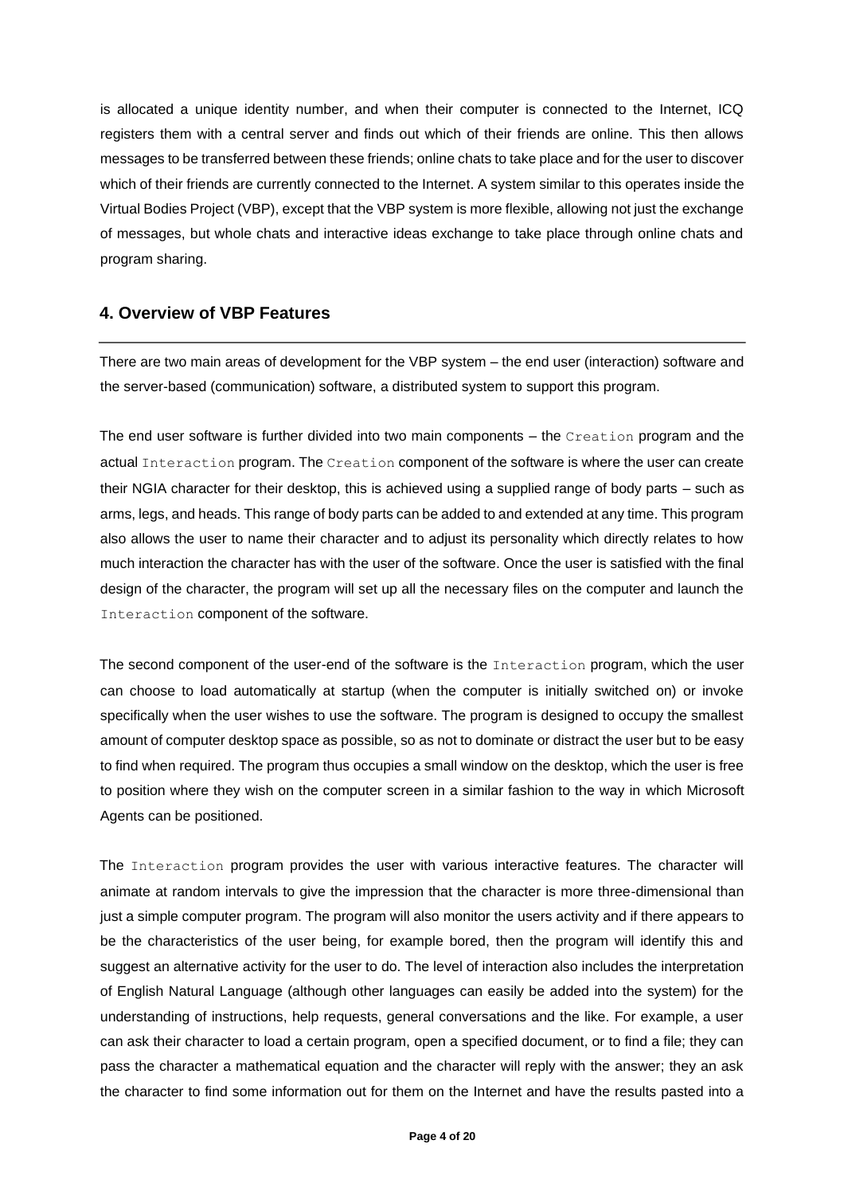is allocated a unique identity number, and when their computer is connected to the Internet, ICQ registers them with a central server and finds out which of their friends are online. This then allows messages to be transferred between these friends; online chats to take place and for the user to discover which of their friends are currently connected to the Internet. A system similar to this operates inside the Virtual Bodies Project (VBP), except that the VBP system is more flexible, allowing not just the exchange of messages, but whole chats and interactive ideas exchange to take place through online chats and program sharing.

## 4. Overview of VBP Features

There are two main areas of development for the VBP system – the end user (interaction) software and the server-based (communication) software, a distributed system to support this program.

The end user software is further divided into two main components – the `Creation` program and the actual `Interaction` program. The `Creation` component of the software is where the user can create their NGIA character for their desktop, this is achieved using a supplied range of body parts – such as arms, legs, and heads. This range of body parts can be added to and extended at any time. This program also allows the user to name their character and to adjust its personality which directly relates to how much interaction the character has with the user of the software. Once the user is satisfied with the final design of the character, the program will set up all the necessary files on the computer and launch the `Interaction` component of the software.

The second component of the user-end of the software is the `Interaction` program, which the user can choose to load automatically at startup (when the computer is initially switched on) or invoke specifically when the user wishes to use the software. The program is designed to occupy the smallest amount of computer desktop space as possible, so as not to dominate or distract the user but to be easy to find when required. The program thus occupies a small window on the desktop, which the user is free to position where they wish on the computer screen in a similar fashion to the way in which Microsoft Agents can be positioned.

The `Interaction` program provides the user with various interactive features. The character will animate at random intervals to give the impression that the character is more three-dimensional than just a simple computer program. The program will also monitor the users activity and if there appears to be the characteristics of the user being, for example bored, then the program will identify this and suggest an alternative activity for the user to do. The level of interaction also includes the interpretation of English Natural Language (although other languages can easily be added into the system) for the understanding of instructions, help requests, general conversations and the like. For example, a user can ask their character to load a certain program, open a specified document, or to find a file; they can pass the character a mathematical equation and the character will reply with the answer; they an ask the character to find some information out for them on the Internet and have the results pasted into a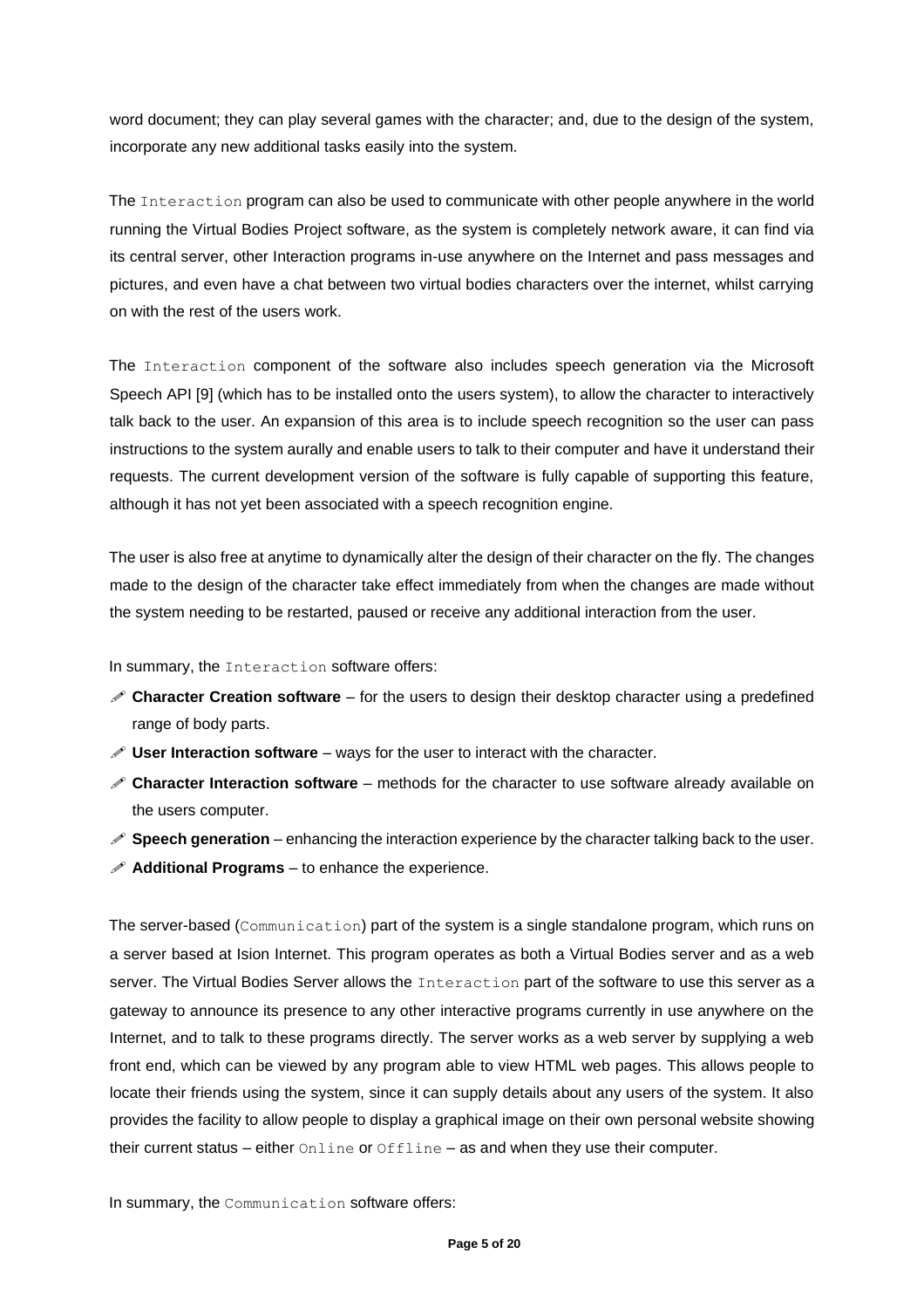word document; they can play several games with the character; and, due to the design of the system, incorporate any new additional tasks easily into the system.

The `Interaction` program can also be used to communicate with other people anywhere in the world running the Virtual Bodies Project software, as the system is completely network aware, it can find via its central server, other Interaction programs in-use anywhere on the Internet and pass messages and pictures, and even have a chat between two virtual bodies characters over the internet, whilst carrying on with the rest of the users work.

The `Interaction` component of the software also includes speech generation via the Microsoft Speech API [9] (which has to be installed onto the users system), to allow the character to interactively talk back to the user. An expansion of this area is to include speech recognition so the user can pass instructions to the system aurally and enable users to talk to their computer and have it understand their requests. The current development version of the software is fully capable of supporting this feature, although it has not yet been associated with a speech recognition engine.

The user is also free at anytime to dynamically alter the design of their character on the fly. The changes made to the design of the character take effect immediately from when the changes are made without the system needing to be restarted, paused or receive any additional interaction from the user.

In summary, the `Interaction` software offers:

- **Character Creation software** – for the users to design their desktop character using a predefined range of body parts.
- **User Interaction software** – ways for the user to interact with the character.
- **Character Interaction software** – methods for the character to use software already available on the users computer.
- **Speech generation** – enhancing the interaction experience by the character talking back to the user.
- **Additional Programs** – to enhance the experience.

The server-based (`Communication`) part of the system is a single standalone program, which runs on a server based at Ision Internet. This program operates as both a Virtual Bodies server and as a web server. The Virtual Bodies Server allows the `Interaction` part of the software to use this server as a gateway to announce its presence to any other interactive programs currently in use anywhere on the Internet, and to talk to these programs directly. The server works as a web server by supplying a web front end, which can be viewed by any program able to view HTML web pages. This allows people to locate their friends using the system, since it can supply details about any users of the system. It also provides the facility to allow people to display a graphical image on their own personal website showing their current status – either `Online` or `Offline` – as and when they use their computer.

In summary, the `Communication` software offers: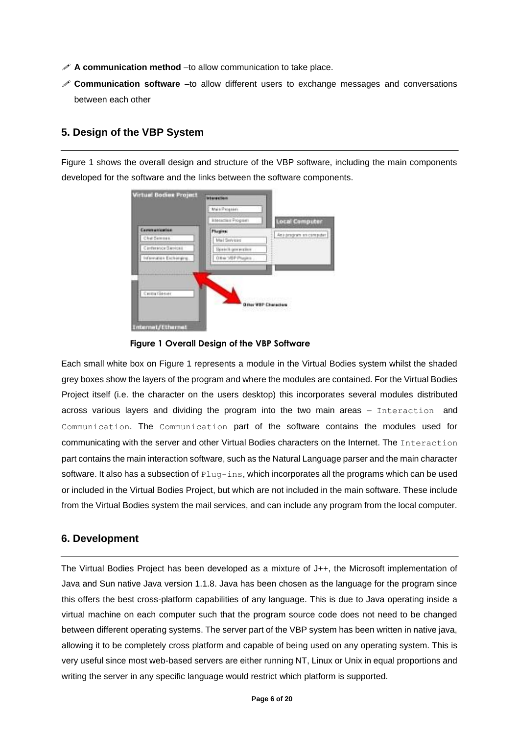- **A communication method** –to allow communication to take place.
- **Communication software** –to allow different users to exchange messages and conversations between each other

## 5. Design of the VBP System

Figure 1 shows the overall design and structure of the VBP software, including the main components developed for the software and the links between the software components.

**Figure 1 Overall Design of the VBP Software**

Each small white box on Figure 1 represents a module in the Virtual Bodies system whilst the shaded grey boxes show the layers of the program and where the modules are contained. For the Virtual Bodies Project itself (i.e. the character on the users desktop) this incorporates several modules distributed across various layers and dividing the program into the two main areas – `Interaction` and `Communication`. The `Communication` part of the software contains the modules used for communicating with the server and other Virtual Bodies characters on the Internet. The `Interaction` part contains the main interaction software, such as the Natural Language parser and the main character software. It also has a subsection of `Plug-ins`, which incorporates all the programs which can be used or included in the Virtual Bodies Project, but which are not included in the main software. These include from the Virtual Bodies system the mail services, and can include any program from the local computer.

## 6. Development

The Virtual Bodies Project has been developed as a mixture of J++, the Microsoft implementation of Java and Sun native Java version 1.1.8. Java has been chosen as the language for the program since this offers the best cross-platform capabilities of any language. This is due to Java operating inside a virtual machine on each computer such that the program source code does not need to be changed between different operating systems. The server part of the VBP system has been written in native java, allowing it to be completely cross platform and capable of being used on any operating system. This is very useful since most web-based servers are either running NT, Linux or Unix in equal proportions and writing the server in any specific language would restrict which platform is supported.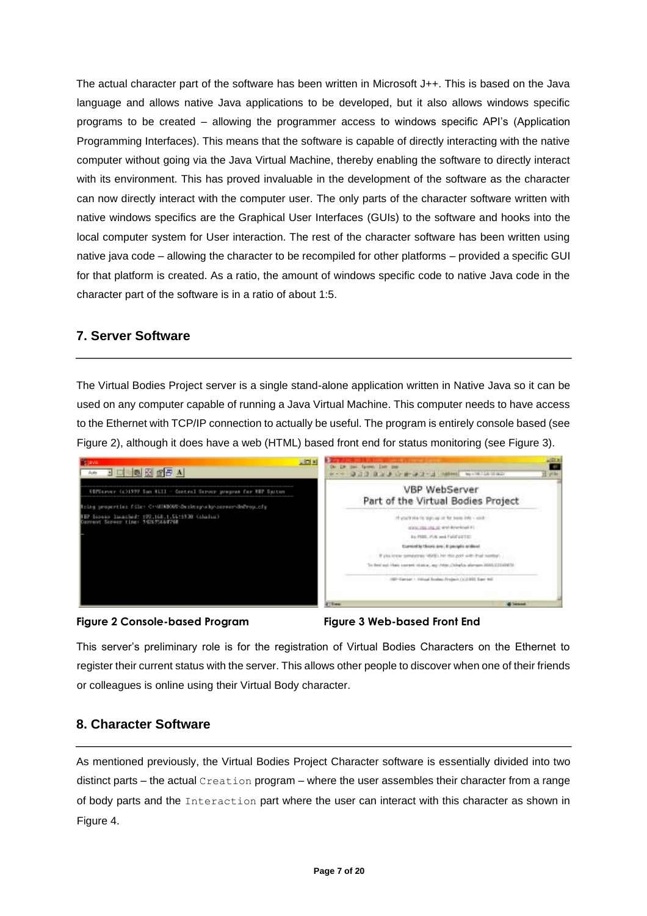The actual character part of the software has been written in Microsoft J++. This is based on the Java language and allows native Java applications to be developed, but it also allows windows specific programs to be created – allowing the programmer access to windows specific API's (Application Programming Interfaces). This means that the software is capable of directly interacting with the native computer without going via the Java Virtual Machine, thereby enabling the software to directly interact with its environment. This has proved invaluable in the development of the software as the character can now directly interact with the computer user. The only parts of the character software written with native windows specifics are the Graphical User Interfaces (GUIs) to the software and hooks into the local computer system for User interaction. The rest of the character software has been written using native java code – allowing the character to be recompiled for other platforms – provided a specific GUI for that platform is created. As a ratio, the amount of windows specific code to native Java code in the character part of the software is in a ratio of about 1:5.

## 7. Server Software

The Virtual Bodies Project server is a single stand-alone application written in Native Java so it can be used on any computer capable of running a Java Virtual Machine. This computer needs to have access to the Ethernet with TCP/IP connection to actually be useful. The program is entirely console based (see Figure 2), although it does have a web (HTML) based front end for status monitoring (see Figure 3).

**Figure 2 Console-based Program**

**Figure 3 Web-based Front End**

This server's preliminary role is for the registration of Virtual Bodies Characters on the Ethernet to register their current status with the server. This allows other people to discover when one of their friends or colleagues is online using their Virtual Body character.

## 8. Character Software

As mentioned previously, the Virtual Bodies Project Character software is essentially divided into two distinct parts – the actual `Creation` program – where the user assembles their character from a range of body parts and the `Interaction` part where the user can interact with this character as shown in Figure 4.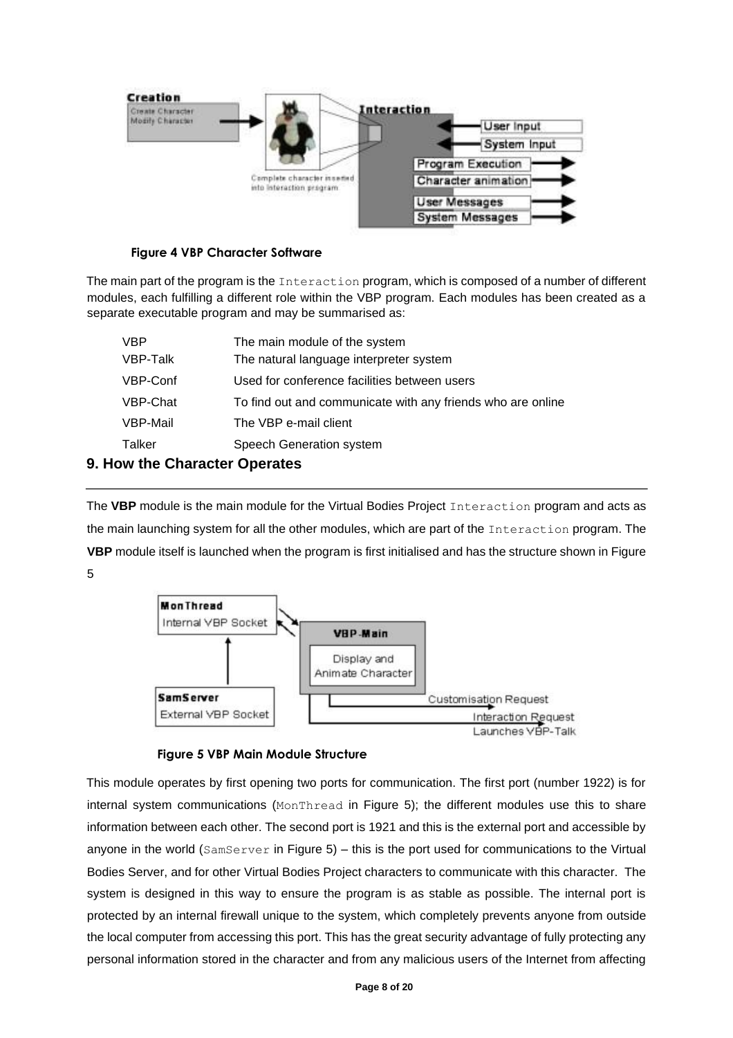Figure 4 VBP Character Software

The main part of the program is the `Interaction` program, which is composed of a number of different modules, each fulfilling a different role within the VBP program. Each modules has been created as a separate executable program and may be summarised as:

| | |
|---|---|
| VBP | The main module of the system |
| VBP-Talk | The natural language interpreter system |
| VBP-Conf | Used for conference facilities between users |
| VBP-Chat | To find out and communicate with any friends who are online |
| VBP-Mail | The VBP e-mail client |
| Talker | Speech Generation system |

## 9. How the Character Operates

The **VBP** module is the main module for the Virtual Bodies Project `Interaction` program and acts as the main launching system for all the other modules, which are part of the `Interaction` program. The **VBP** module itself is launched when the program is first initialised and has the structure shown in Figure 5

Figure 5 VBP Main Module Structure

This module operates by first opening two ports for communication. The first port (number 1922) is for internal system communications (`MonThread` in Figure 5); the different modules use this to share information between each other. The second port is 1921 and this is the external port and accessible by anyone in the world (`SamServer` in Figure 5) – this is the port used for communications to the Virtual Bodies Server, and for other Virtual Bodies Project characters to communicate with this character. The system is designed in this way to ensure the program is as stable as possible. The internal port is protected by an internal firewall unique to the system, which completely prevents anyone from outside the local computer from accessing this port. This has the great security advantage of fully protecting any personal information stored in the character and from any malicious users of the Internet from affecting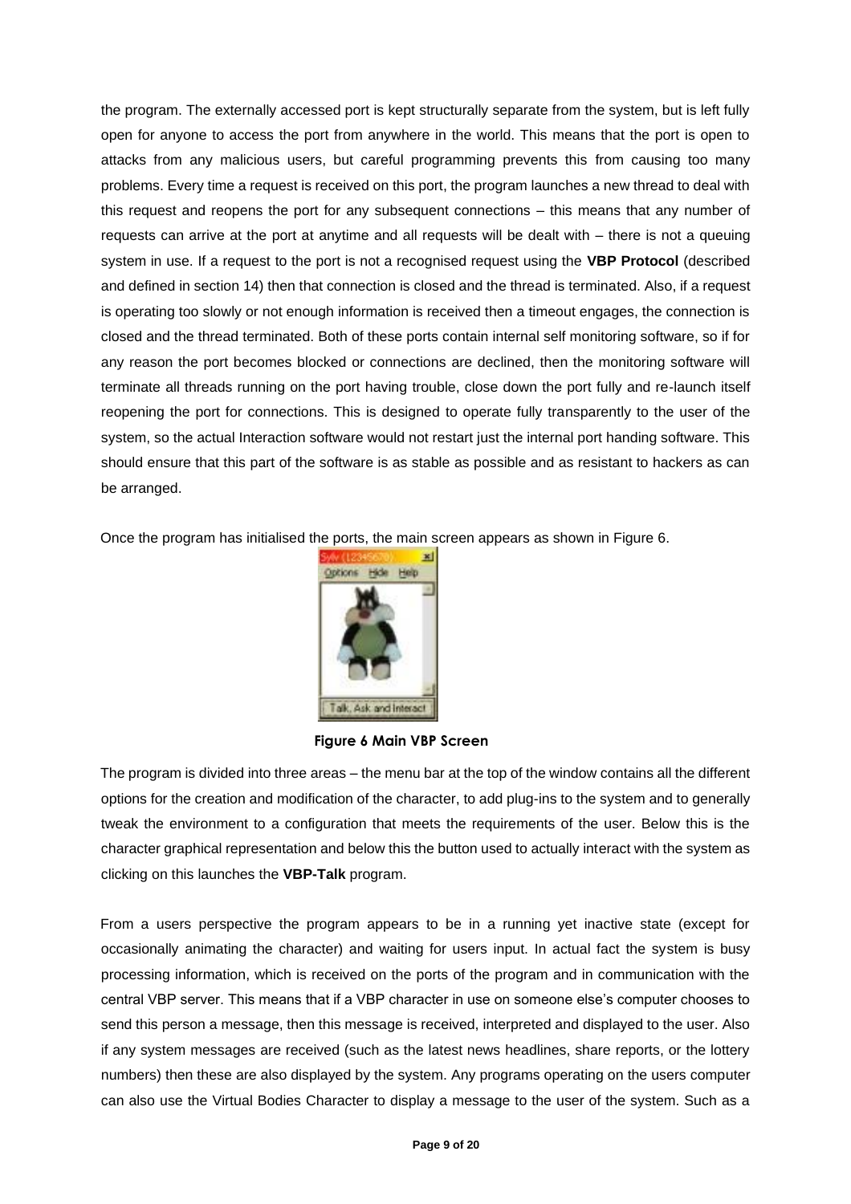the program. The externally accessed port is kept structurally separate from the system, but is left fully open for anyone to access the port from anywhere in the world. This means that the port is open to attacks from any malicious users, but careful programming prevents this from causing too many problems. Every time a request is received on this port, the program launches a new thread to deal with this request and reopens the port for any subsequent connections – this means that any number of requests can arrive at the port at anytime and all requests will be dealt with – there is not a queuing system in use. If a request to the port is not a recognised request using the **VBP Protocol** (described and defined in section 14) then that connection is closed and the thread is terminated. Also, if a request is operating too slowly or not enough information is received then a timeout engages, the connection is closed and the thread terminated. Both of these ports contain internal self monitoring software, so if for any reason the port becomes blocked or connections are declined, then the monitoring software will terminate all threads running on the port having trouble, close down the port fully and re-launch itself reopening the port for connections. This is designed to operate fully transparently to the user of the system, so the actual Interaction software would not restart just the internal port handing software. This should ensure that this part of the software is as stable as possible and as resistant to hackers as can be arranged.

Once the program has initialised the ports, the main screen appears as shown in Figure 6.

**Figure 6 Main VBP Screen**

The program is divided into three areas – the menu bar at the top of the window contains all the different options for the creation and modification of the character, to add plug-ins to the system and to generally tweak the environment to a configuration that meets the requirements of the user. Below this is the character graphical representation and below this the button used to actually interact with the system as clicking on this launches the **VBP-Talk** program.

From a users perspective the program appears to be in a running yet inactive state (except for occasionally animating the character) and waiting for users input. In actual fact the system is busy processing information, which is received on the ports of the program and in communication with the central VBP server. This means that if a VBP character in use on someone else's computer chooses to send this person a message, then this message is received, interpreted and displayed to the user. Also if any system messages are received (such as the latest news headlines, share reports, or the lottery numbers) then these are also displayed by the system. Any programs operating on the users computer can also use the Virtual Bodies Character to display a message to the user of the system. Such as a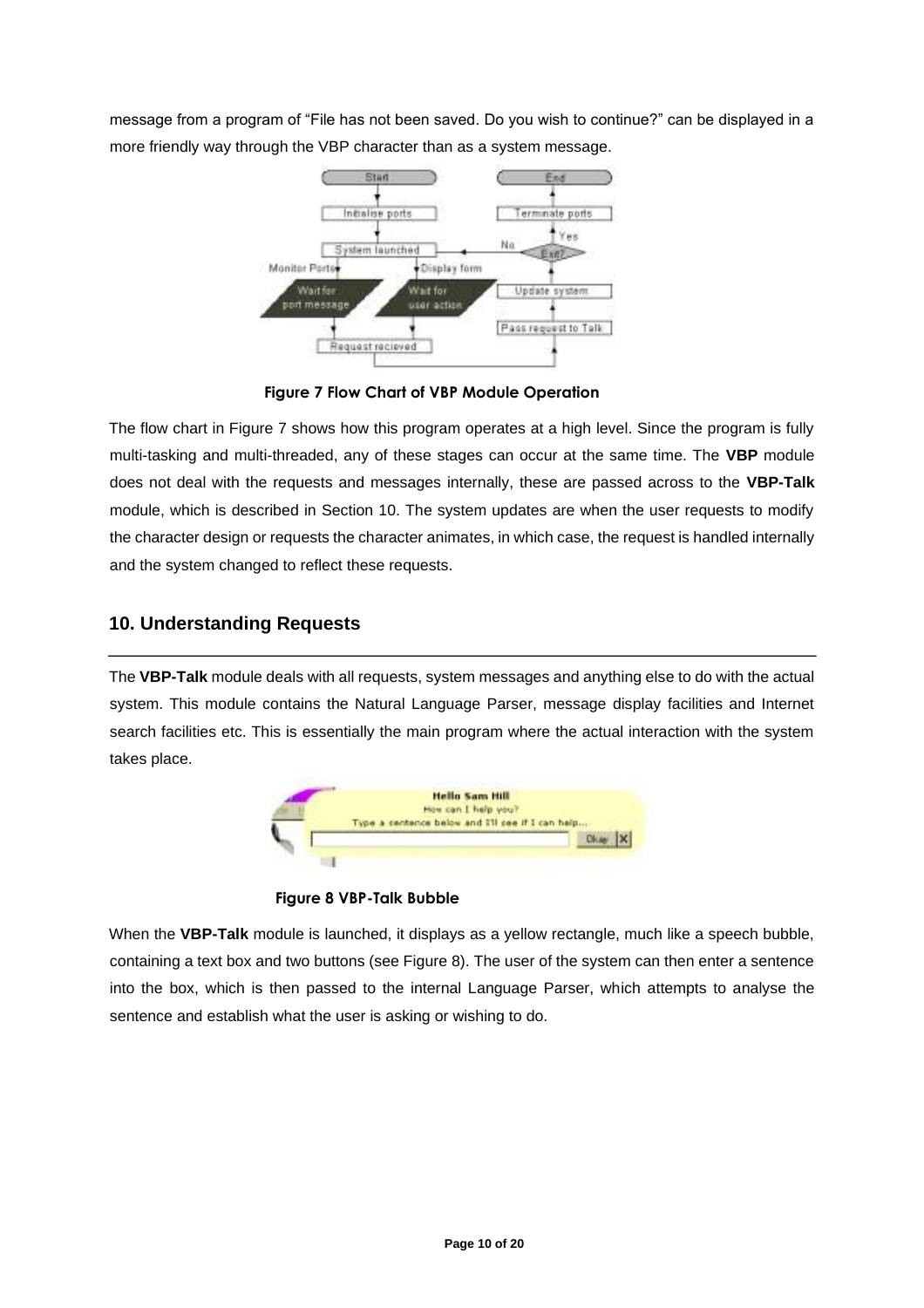message from a program of "File has not been saved. Do you wish to continue?" can be displayed in a more friendly way through the VBP character than as a system message.

**Figure 7 Flow Chart of VBP Module Operation**

The flow chart in Figure 7 shows how this program operates at a high level. Since the program is fully multi-tasking and multi-threaded, any of these stages can occur at the same time. The **VBP** module does not deal with the requests and messages internally, these are passed across to the **VBP-Talk** module, which is described in Section 10. The system updates are when the user requests to modify the character design or requests the character animates, in which case, the request is handled internally and the system changed to reflect these requests.

## 10. Understanding Requests

The **VBP-Talk** module deals with all requests, system messages and anything else to do with the actual system. This module contains the Natural Language Parser, message display facilities and Internet search facilities etc. This is essentially the main program where the actual interaction with the system takes place.

**Figure 8 VBP-Talk Bubble**

When the **VBP-Talk** module is launched, it displays as a yellow rectangle, much like a speech bubble, containing a text box and two buttons (see Figure 8). The user of the system can then enter a sentence into the box, which is then passed to the internal Language Parser, which attempts to analyse the sentence and establish what the user is asking or wishing to do.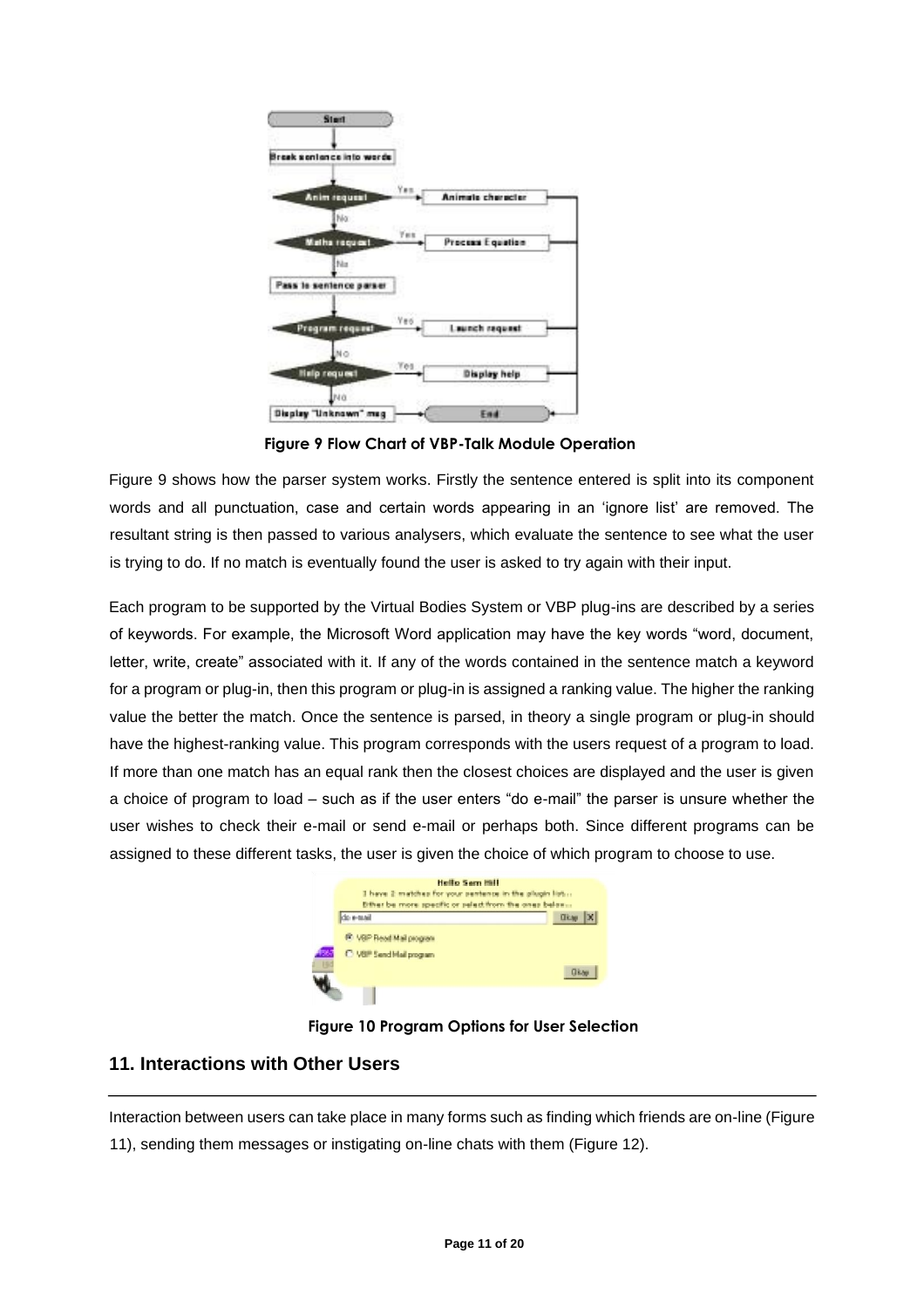**Figure 9 Flow Chart of VBP-Talk Module Operation**

Figure 9 shows how the parser system works. Firstly the sentence entered is split into its component words and all punctuation, case and certain words appearing in an 'ignore list' are removed. The resultant string is then passed to various analysers, which evaluate the sentence to see what the user is trying to do. If no match is eventually found the user is asked to try again with their input.

Each program to be supported by the Virtual Bodies System or VBP plug-ins are described by a series of keywords. For example, the Microsoft Word application may have the key words "word, document, letter, write, create" associated with it. If any of the words contained in the sentence match a keyword for a program or plug-in, then this program or plug-in is assigned a ranking value. The higher the ranking value the better the match. Once the sentence is parsed, in theory a single program or plug-in should have the highest-ranking value. This program corresponds with the users request of a program to load. If more than one match has an equal rank then the closest choices are displayed and the user is given a choice of program to load – such as if the user enters "do e-mail" the parser is unsure whether the user wishes to check their e-mail or send e-mail or perhaps both. Since different programs can be assigned to these different tasks, the user is given the choice of which program to choose to use.

**Figure 10 Program Options for User Selection**

## 11. Interactions with Other Users

Interaction between users can take place in many forms such as finding which friends are on-line (Figure 11), sending them messages or instigating on-line chats with them (Figure 12).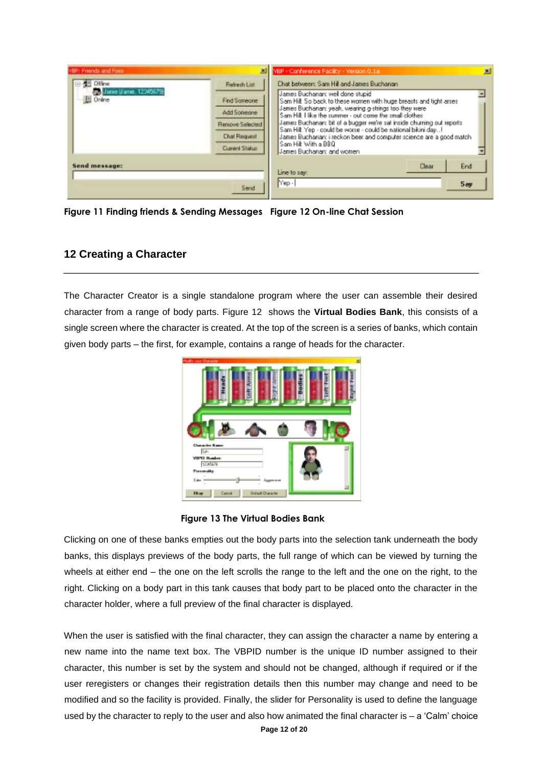Figure 11 Finding friends & Sending Messages   Figure 12 On-line Chat Session

## 12 Creating a Character

The Character Creator is a single standalone program where the user can assemble their desired character from a range of body parts. Figure 12 shows the **Virtual Bodies Bank**, this consists of a single screen where the character is created. At the top of the screen is a series of banks, which contain given body parts – the first, for example, contains a range of heads for the character.

Figure 13 The Virtual Bodies Bank

Clicking on one of these banks empties out the body parts into the selection tank underneath the body banks, this displays previews of the body parts, the full range of which can be viewed by turning the wheels at either end – the one on the left scrolls the range to the left and the one on the right, to the right. Clicking on a body part in this tank causes that body part to be placed onto the character in the character holder, where a full preview of the final character is displayed.

When the user is satisfied with the final character, they can assign the character a name by entering a new name into the name text box. The VBPID number is the unique ID number assigned to their character, this number is set by the system and should not be changed, although if required or if the user reregisters or changes their registration details then this number may change and need to be modified and so the facility is provided. Finally, the slider for Personality is used to define the language used by the character to reply to the user and also how animated the final character is – a 'Calm' choice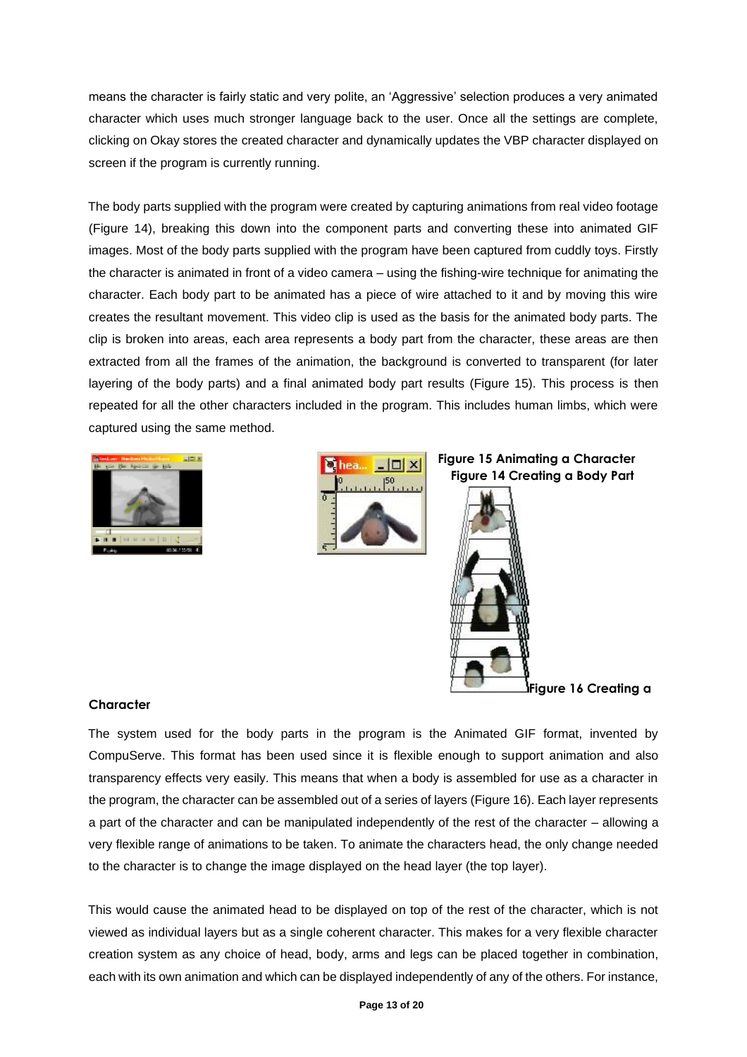means the character is fairly static and very polite, an 'Aggressive' selection produces a very animated character which uses much stronger language back to the user. Once all the settings are complete, clicking on Okay stores the created character and dynamically updates the VBP character displayed on screen if the program is currently running.

The body parts supplied with the program were created by capturing animations from real video footage (Figure 14), breaking this down into the component parts and converting these into animated GIF images. Most of the body parts supplied with the program have been captured from cuddly toys. Firstly the character is animated in front of a video camera – using the fishing-wire technique for animating the character. Each body part to be animated has a piece of wire attached to it and by moving this wire creates the resultant movement. This video clip is used as the basis for the animated body parts. The clip is broken into areas, each area represents a body part from the character, these areas are then extracted from all the frames of the animation, the background is converted to transparent (for later layering of the body parts) and a final animated body part results (Figure 15). This process is then repeated for all the other characters included in the program. This includes human limbs, which were captured using the same method.

**Figure 15 Animating a Character**

**Figure 14 Creating a Body Part**

**Figure 16 Creating a Character**

The system used for the body parts in the program is the Animated GIF format, invented by CompuServe. This format has been used since it is flexible enough to support animation and also transparency effects very easily. This means that when a body is assembled for use as a character in the program, the character can be assembled out of a series of layers (Figure 16). Each layer represents a part of the character and can be manipulated independently of the rest of the character – allowing a very flexible range of animations to be taken. To animate the characters head, the only change needed to the character is to change the image displayed on the head layer (the top layer).

This would cause the animated head to be displayed on top of the rest of the character, which is not viewed as individual layers but as a single coherent character. This makes for a very flexible character creation system as any choice of head, body, arms and legs can be placed together in combination, each with its own animation and which can be displayed independently of any of the others. For instance,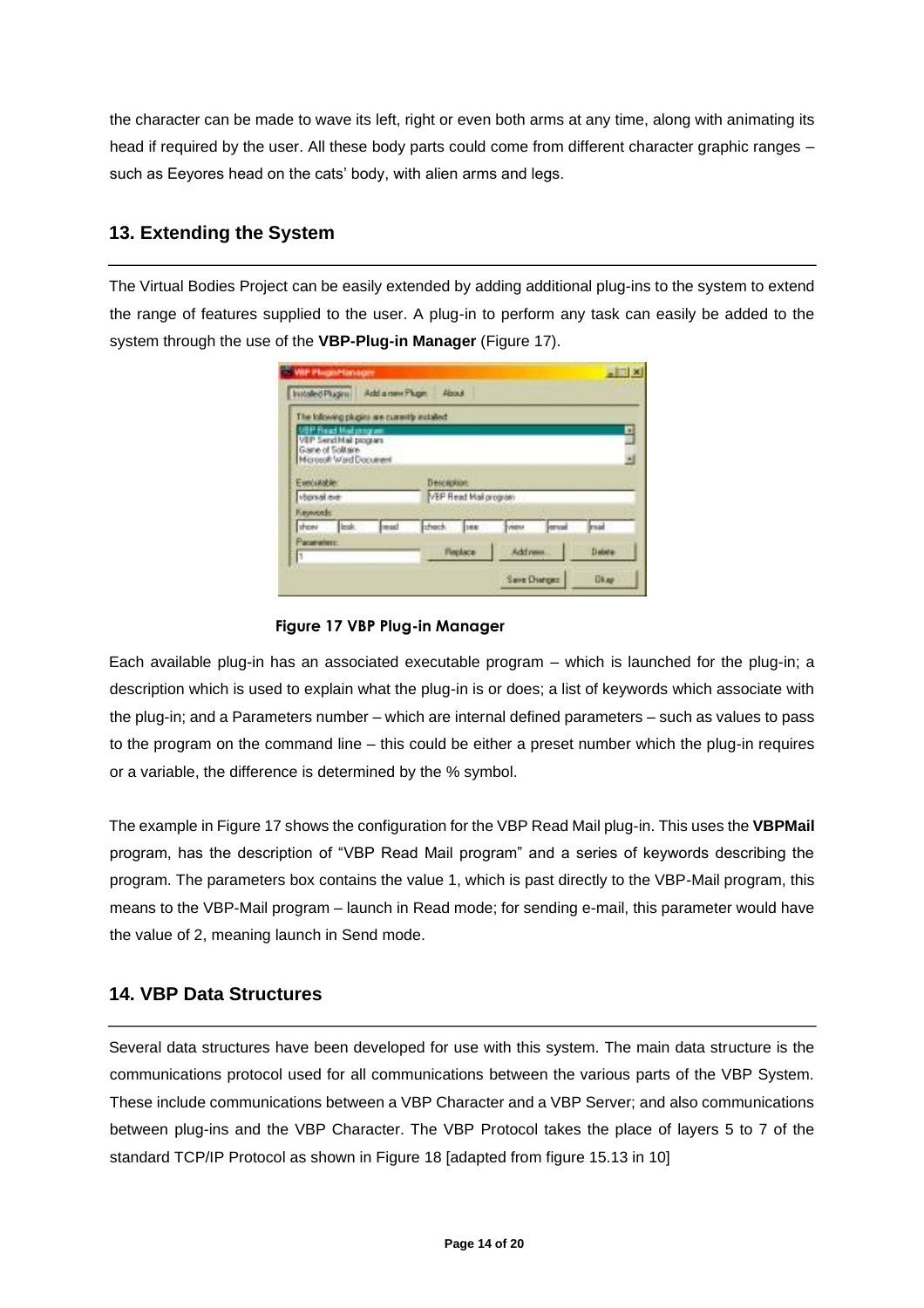the character can be made to wave its left, right or even both arms at any time, along with animating its head if required by the user. All these body parts could come from different character graphic ranges – such as Eeyores head on the cats' body, with alien arms and legs.

## 13. Extending the System

The Virtual Bodies Project can be easily extended by adding additional plug-ins to the system to extend the range of features supplied to the user. A plug-in to perform any task can easily be added to the system through the use of the **VBP-Plug-in Manager** (Figure 17).

**Figure 17 VBP Plug-in Manager**

Each available plug-in has an associated executable program – which is launched for the plug-in; a description which is used to explain what the plug-in is or does; a list of keywords which associate with the plug-in; and a Parameters number – which are internal defined parameters – such as values to pass to the program on the command line – this could be either a preset number which the plug-in requires or a variable, the difference is determined by the % symbol.

The example in Figure 17 shows the configuration for the VBP Read Mail plug-in. This uses the **VBPMail** program, has the description of "VBP Read Mail program" and a series of keywords describing the program. The parameters box contains the value 1, which is past directly to the VBP-Mail program, this means to the VBP-Mail program – launch in Read mode; for sending e-mail, this parameter would have the value of 2, meaning launch in Send mode.

## 14. VBP Data Structures

Several data structures have been developed for use with this system. The main data structure is the communications protocol used for all communications between the various parts of the VBP System. These include communications between a VBP Character and a VBP Server; and also communications between plug-ins and the VBP Character. The VBP Protocol takes the place of layers 5 to 7 of the standard TCP/IP Protocol as shown in Figure 18 [adapted from figure 15.13 in 10]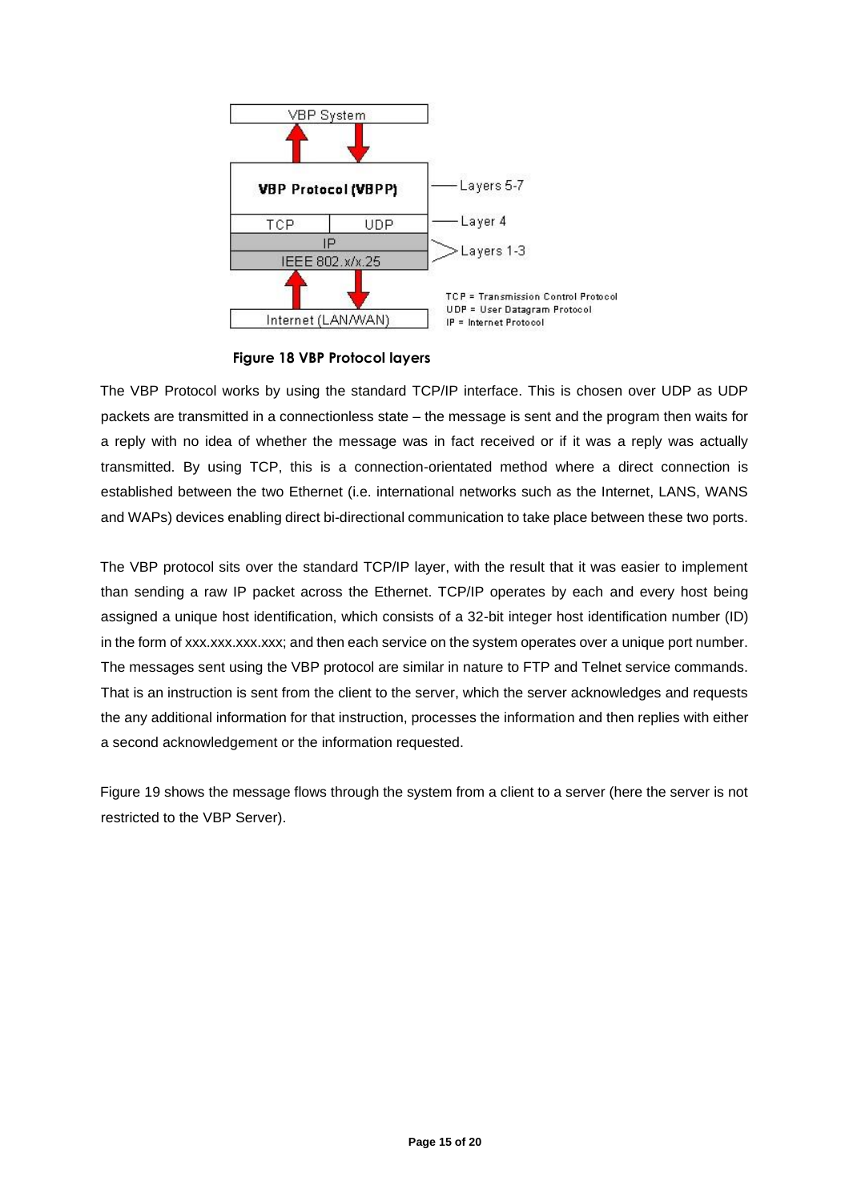Figure 18 VBP Protocol layers

The VBP Protocol works by using the standard TCP/IP interface. This is chosen over UDP as UDP packets are transmitted in a connectionless state – the message is sent and the program then waits for a reply with no idea of whether the message was in fact received or if it was a reply was actually transmitted. By using TCP, this is a connection-orientated method where a direct connection is established between the two Ethernet (i.e. international networks such as the Internet, LANS, WANS and WAPs) devices enabling direct bi-directional communication to take place between these two ports.

The VBP protocol sits over the standard TCP/IP layer, with the result that it was easier to implement than sending a raw IP packet across the Ethernet. TCP/IP operates by each and every host being assigned a unique host identification, which consists of a 32-bit integer host identification number (ID) in the form of xxx.xxx.xxx.xxx; and then each service on the system operates over a unique port number. The messages sent using the VBP protocol are similar in nature to FTP and Telnet service commands. That is an instruction is sent from the client to the server, which the server acknowledges and requests the any additional information for that instruction, processes the information and then replies with either a second acknowledgement or the information requested.

Figure 19 shows the message flows through the system from a client to a server (here the server is not restricted to the VBP Server).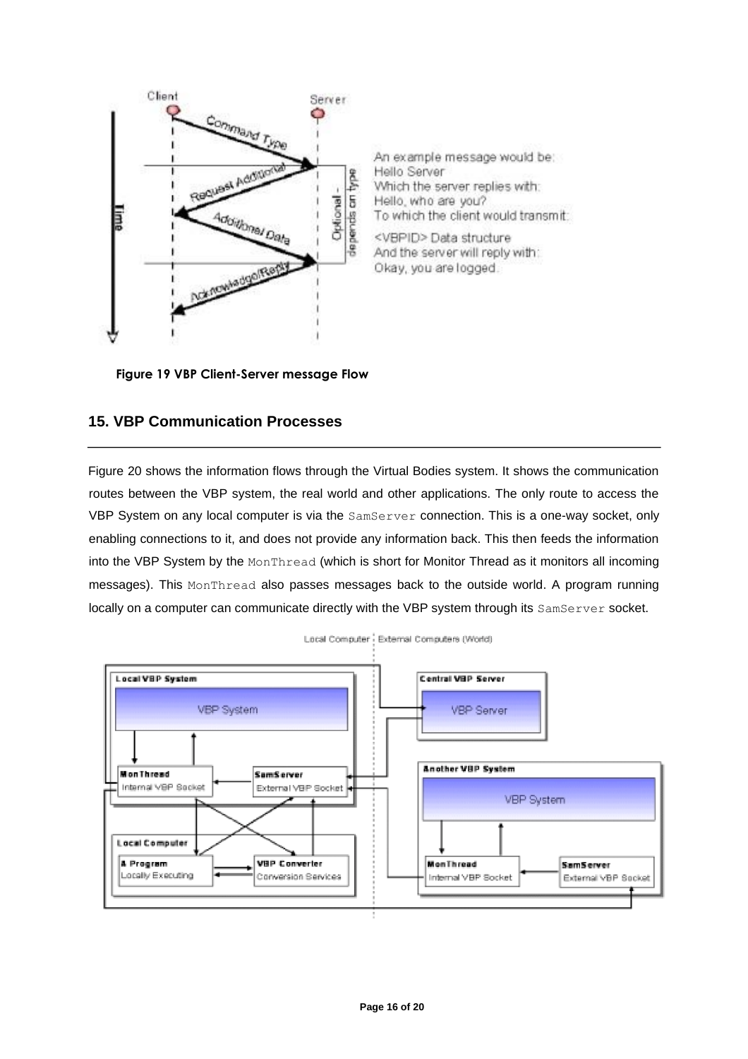Figure 19 VBP Client-Server message Flow

## 15. VBP Communication Processes

Figure 20 shows the information flows through the Virtual Bodies system. It shows the communication routes between the VBP system, the real world and other applications. The only route to access the VBP System on any local computer is via the `SamServer` connection. This is a one-way socket, only enabling connections to it, and does not provide any information back. This then feeds the information into the VBP System by the `MonThread` (which is short for Monitor Thread as it monitors all incoming messages). This `MonThread` also passes messages back to the outside world. A program running locally on a computer can communicate directly with the VBP system through its `SamServer` socket.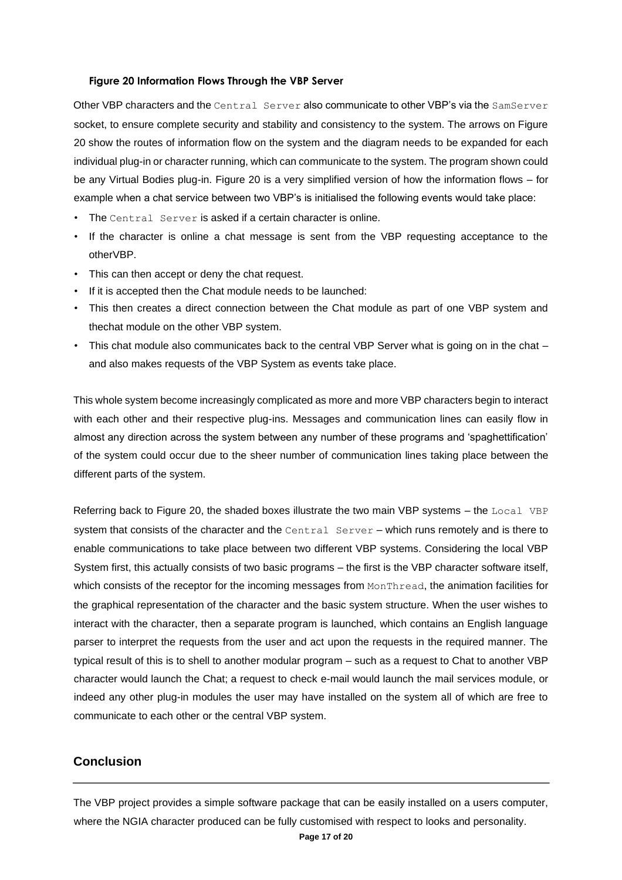**Figure 20 Information Flows Through the VBP Server**

Other VBP characters and the `Central Server` also communicate to other VBP's via the `SamServer` socket, to ensure complete security and stability and consistency to the system. The arrows on Figure 20 show the routes of information flow on the system and the diagram needs to be expanded for each individual plug-in or character running, which can communicate to the system. The program shown could be any Virtual Bodies plug-in. Figure 20 is a very simplified version of how the information flows – for example when a chat service between two VBP's is initialised the following events would take place:

- The `Central Server` is asked if a certain character is online.
- If the character is online a chat message is sent from the VBP requesting acceptance to the otherVBP.
- This can then accept or deny the chat request.
- If it is accepted then the Chat module needs to be launched:
- This then creates a direct connection between the Chat module as part of one VBP system and thechat module on the other VBP system.
- This chat module also communicates back to the central VBP Server what is going on in the chat – and also makes requests of the VBP System as events take place.

This whole system become increasingly complicated as more and more VBP characters begin to interact with each other and their respective plug-ins. Messages and communication lines can easily flow in almost any direction across the system between any number of these programs and 'spaghettification' of the system could occur due to the sheer number of communication lines taking place between the different parts of the system.

Referring back to Figure 20, the shaded boxes illustrate the two main VBP systems – the `Local VBP` system that consists of the character and the `Central Server` – which runs remotely and is there to enable communications to take place between two different VBP systems. Considering the local VBP System first, this actually consists of two basic programs – the first is the VBP character software itself, which consists of the receptor for the incoming messages from `MonThread`, the animation facilities for the graphical representation of the character and the basic system structure. When the user wishes to interact with the character, then a separate program is launched, which contains an English language parser to interpret the requests from the user and act upon the requests in the required manner. The typical result of this is to shell to another modular program – such as a request to Chat to another VBP character would launch the Chat; a request to check e-mail would launch the mail services module, or indeed any other plug-in modules the user may have installed on the system all of which are free to communicate to each other or the central VBP system.

## Conclusion

The VBP project provides a simple software package that can be easily installed on a users computer, where the NGIA character produced can be fully customised with respect to looks and personality.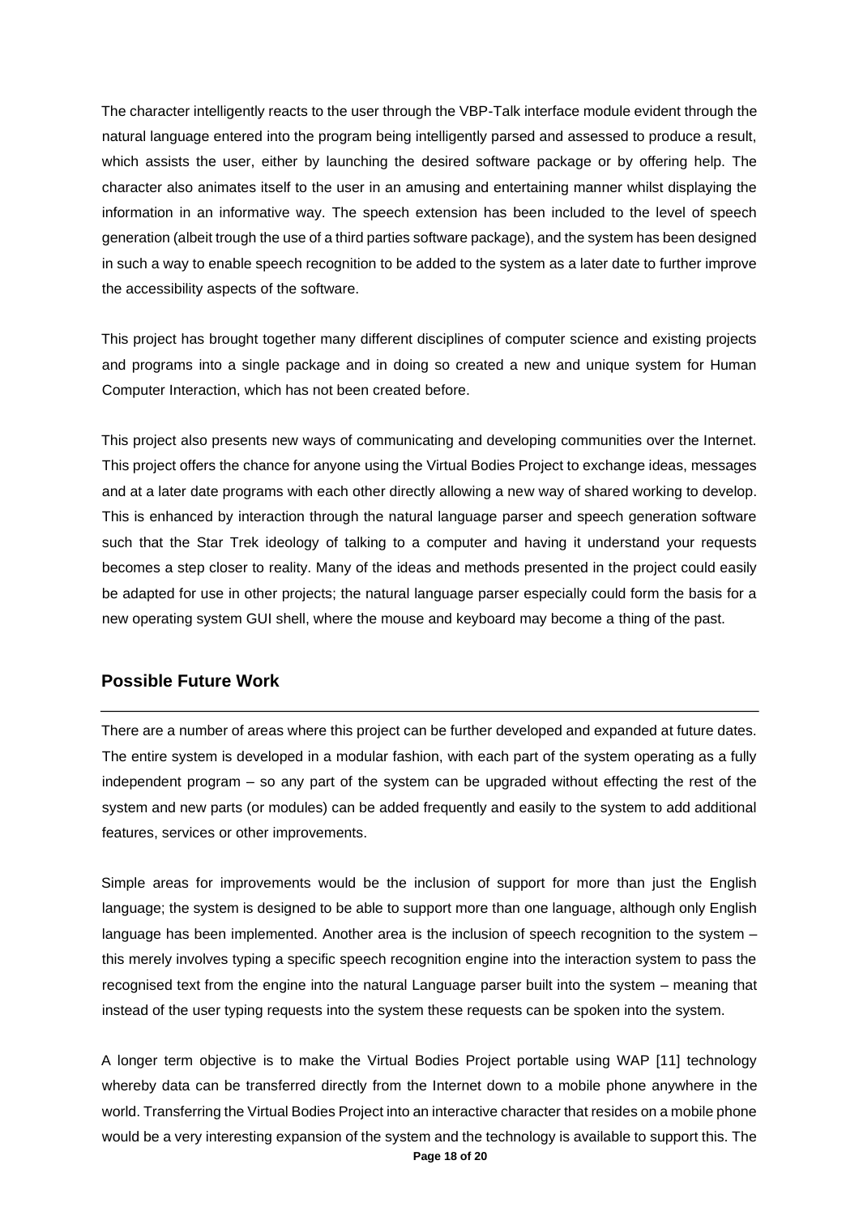The character intelligently reacts to the user through the VBP-Talk interface module evident through the natural language entered into the program being intelligently parsed and assessed to produce a result, which assists the user, either by launching the desired software package or by offering help. The character also animates itself to the user in an amusing and entertaining manner whilst displaying the information in an informative way. The speech extension has been included to the level of speech generation (albeit trough the use of a third parties software package), and the system has been designed in such a way to enable speech recognition to be added to the system as a later date to further improve the accessibility aspects of the software.

This project has brought together many different disciplines of computer science and existing projects and programs into a single package and in doing so created a new and unique system for Human Computer Interaction, which has not been created before.

This project also presents new ways of communicating and developing communities over the Internet. This project offers the chance for anyone using the Virtual Bodies Project to exchange ideas, messages and at a later date programs with each other directly allowing a new way of shared working to develop. This is enhanced by interaction through the natural language parser and speech generation software such that the Star Trek ideology of talking to a computer and having it understand your requests becomes a step closer to reality. Many of the ideas and methods presented in the project could easily be adapted for use in other projects; the natural language parser especially could form the basis for a new operating system GUI shell, where the mouse and keyboard may become a thing of the past.

## Possible Future Work

There are a number of areas where this project can be further developed and expanded at future dates. The entire system is developed in a modular fashion, with each part of the system operating as a fully independent program – so any part of the system can be upgraded without effecting the rest of the system and new parts (or modules) can be added frequently and easily to the system to add additional features, services or other improvements.

Simple areas for improvements would be the inclusion of support for more than just the English language; the system is designed to be able to support more than one language, although only English language has been implemented. Another area is the inclusion of speech recognition to the system – this merely involves typing a specific speech recognition engine into the interaction system to pass the recognised text from the engine into the natural Language parser built into the system – meaning that instead of the user typing requests into the system these requests can be spoken into the system.

A longer term objective is to make the Virtual Bodies Project portable using WAP [11] technology whereby data can be transferred directly from the Internet down to a mobile phone anywhere in the world. Transferring the Virtual Bodies Project into an interactive character that resides on a mobile phone would be a very interesting expansion of the system and the technology is available to support this. The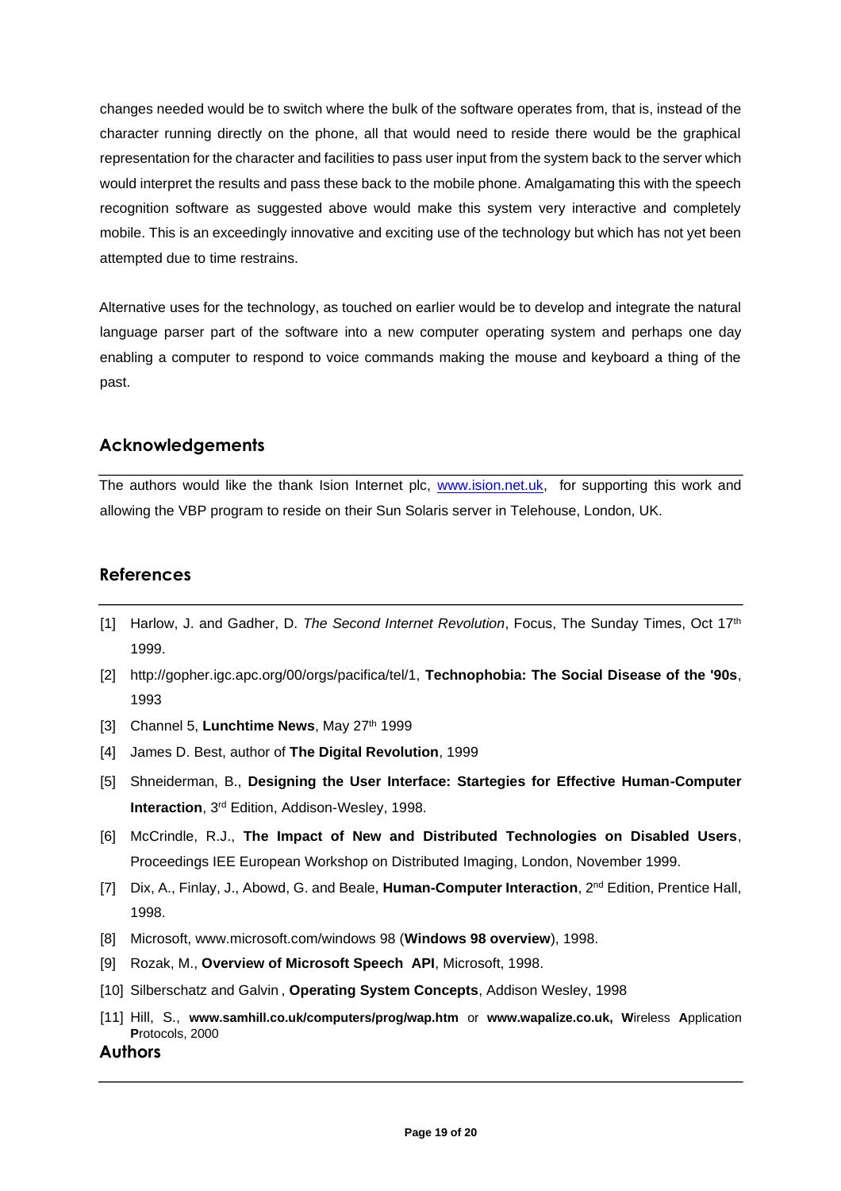changes needed would be to switch where the bulk of the software operates from, that is, instead of the character running directly on the phone, all that would need to reside there would be the graphical representation for the character and facilities to pass user input from the system back to the server which would interpret the results and pass these back to the mobile phone. Amalgamating this with the speech recognition software as suggested above would make this system very interactive and completely mobile. This is an exceedingly innovative and exciting use of the technology but which has not yet been attempted due to time restrains.

Alternative uses for the technology, as touched on earlier would be to develop and integrate the natural language parser part of the software into a new computer operating system and perhaps one day enabling a computer to respond to voice commands making the mouse and keyboard a thing of the past.

## Acknowledgements

The authors would like the thank Ision Internet plc, www.ision.net.uk, for supporting this work and allowing the VBP program to reside on their Sun Solaris server in Telehouse, London, UK.

## References

[1] Harlow, J. and Gadher, D. *The Second Internet Revolution*, Focus, The Sunday Times, Oct 17th 1999.

[2] http://gopher.igc.apc.org/00/orgs/pacifica/tel/1, **Technophobia: The Social Disease of the '90s**, 1993

[3] Channel 5, **Lunchtime News**, May 27th 1999

[4] James D. Best, author of **The Digital Revolution**, 1999

[5] Shneiderman, B., **Designing the User Interface: Startegies for Effective Human-Computer Interaction**, 3rd Edition, Addison-Wesley, 1998.

[6] McCrindle, R.J., **The Impact of New and Distributed Technologies on Disabled Users**, Proceedings IEE European Workshop on Distributed Imaging, London, November 1999.

[7] Dix, A., Finlay, J., Abowd, G. and Beale, **Human-Computer Interaction**, 2nd Edition, Prentice Hall, 1998.

[8] Microsoft, www.microsoft.com/windows 98 (**Windows 98 overview**), 1998.

[9] Rozak, M., **Overview of Microsoft Speech API**, Microsoft, 1998.

[10] Silberschatz and Galvin , **Operating System Concepts**, Addison Wesley, 1998

[11] Hill, S., **www.samhill.co.uk/computers/prog/wap.htm** or **www.wapalize.co.uk, W**ireless **A**pplication **P**rotocols, 2000

## Authors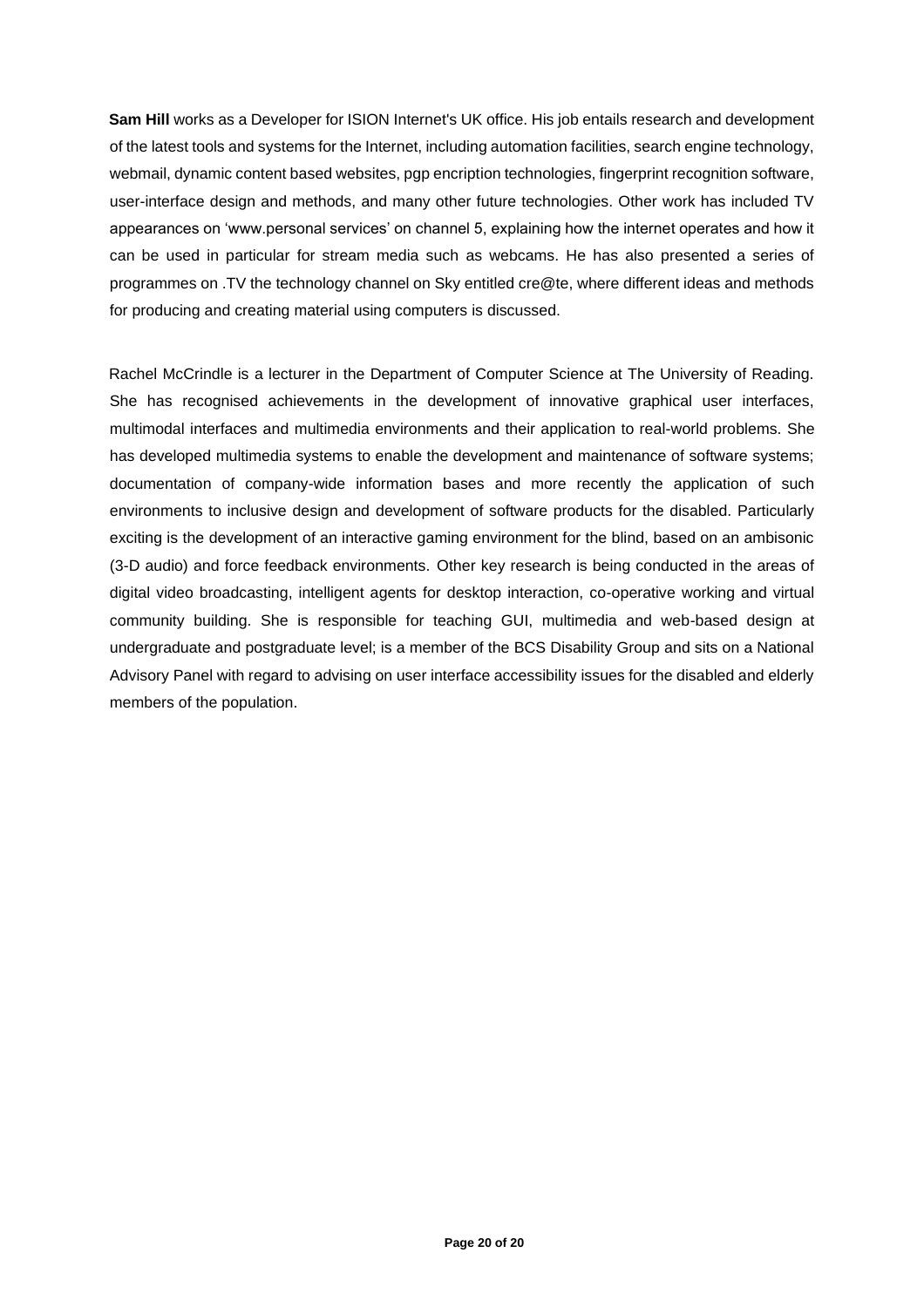**Sam Hill** works as a Developer for ISION Internet's UK office. His job entails research and development of the latest tools and systems for the Internet, including automation facilities, search engine technology, webmail, dynamic content based websites, pgp encription technologies, fingerprint recognition software, user-interface design and methods, and many other future technologies. Other work has included TV appearances on 'www.personal services' on channel 5, explaining how the internet operates and how it can be used in particular for stream media such as webcams. He has also presented a series of programmes on .TV the technology channel on Sky entitled cre@te, where different ideas and methods for producing and creating material using computers is discussed.

Rachel McCrindle is a lecturer in the Department of Computer Science at The University of Reading. She has recognised achievements in the development of innovative graphical user interfaces, multimodal interfaces and multimedia environments and their application to real-world problems. She has developed multimedia systems to enable the development and maintenance of software systems; documentation of company-wide information bases and more recently the application of such environments to inclusive design and development of software products for the disabled. Particularly exciting is the development of an interactive gaming environment for the blind, based on an ambisonic (3-D audio) and force feedback environments. Other key research is being conducted in the areas of digital video broadcasting, intelligent agents for desktop interaction, co-operative working and virtual community building. She is responsible for teaching GUI, multimedia and web-based design at undergraduate and postgraduate level; is a member of the BCS Disability Group and sits on a National Advisory Panel with regard to advising on user interface accessibility issues for the disabled and elderly members of the population.